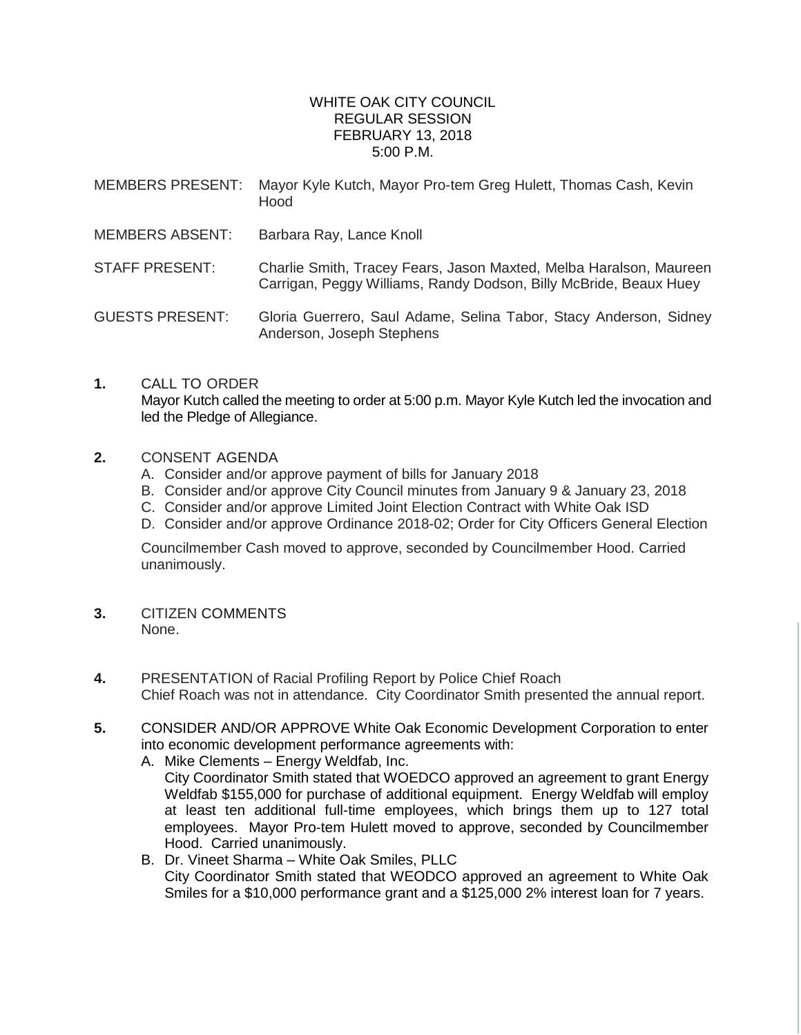WHITE OAK CITY COUNCIL
REGULAR SESSION
FEBRUARY 13, 2018
5:00 P.M.

MEMBERS PRESENT: Mayor Kyle Kutch, Mayor Pro-tem Greg Hulett, Thomas Cash, Kevin Hood

MEMBERS ABSENT: Barbara Ray, Lance Knoll

STAFF PRESENT: Charlie Smith, Tracey Fears, Jason Maxted, Melba Haralson, Maureen Carrigan, Peggy Williams, Randy Dodson, Billy McBride, Beaux Huey

GUESTS PRESENT: Gloria Guerrero, Saul Adame, Selina Tabor, Stacy Anderson, Sidney Anderson, Joseph Stephens

**1.** CALL TO ORDER
Mayor Kutch called the meeting to order at 5:00 p.m. Mayor Kyle Kutch led the invocation and led the Pledge of Allegiance.

**2.** CONSENT AGENDA
A. Consider and/or approve payment of bills for January 2018
B. Consider and/or approve City Council minutes from January 9 & January 23, 2018
C. Consider and/or approve Limited Joint Election Contract with White Oak ISD
D. Consider and/or approve Ordinance 2018-02; Order for City Officers General Election

Councilmember Cash moved to approve, seconded by Councilmember Hood. Carried unanimously.

**3.** CITIZEN COMMENTS
None.

**4.** PRESENTATION of Racial Profiling Report by Police Chief Roach
Chief Roach was not in attendance. City Coordinator Smith presented the annual report.

**5.** CONSIDER AND/OR APPROVE White Oak Economic Development Corporation to enter into economic development performance agreements with:
A. Mike Clements – Energy Weldfab, Inc.
City Coordinator Smith stated that WOEDCO approved an agreement to grant Energy Weldfab $155,000 for purchase of additional equipment. Energy Weldfab will employ at least ten additional full-time employees, which brings them up to 127 total employees. Mayor Pro-tem Hulett moved to approve, seconded by Councilmember Hood. Carried unanimously.
B. Dr. Vineet Sharma – White Oak Smiles, PLLC
City Coordinator Smith stated that WEODCO approved an agreement to White Oak Smiles for a $10,000 performance grant and a $125,000 2% interest loan for 7 years.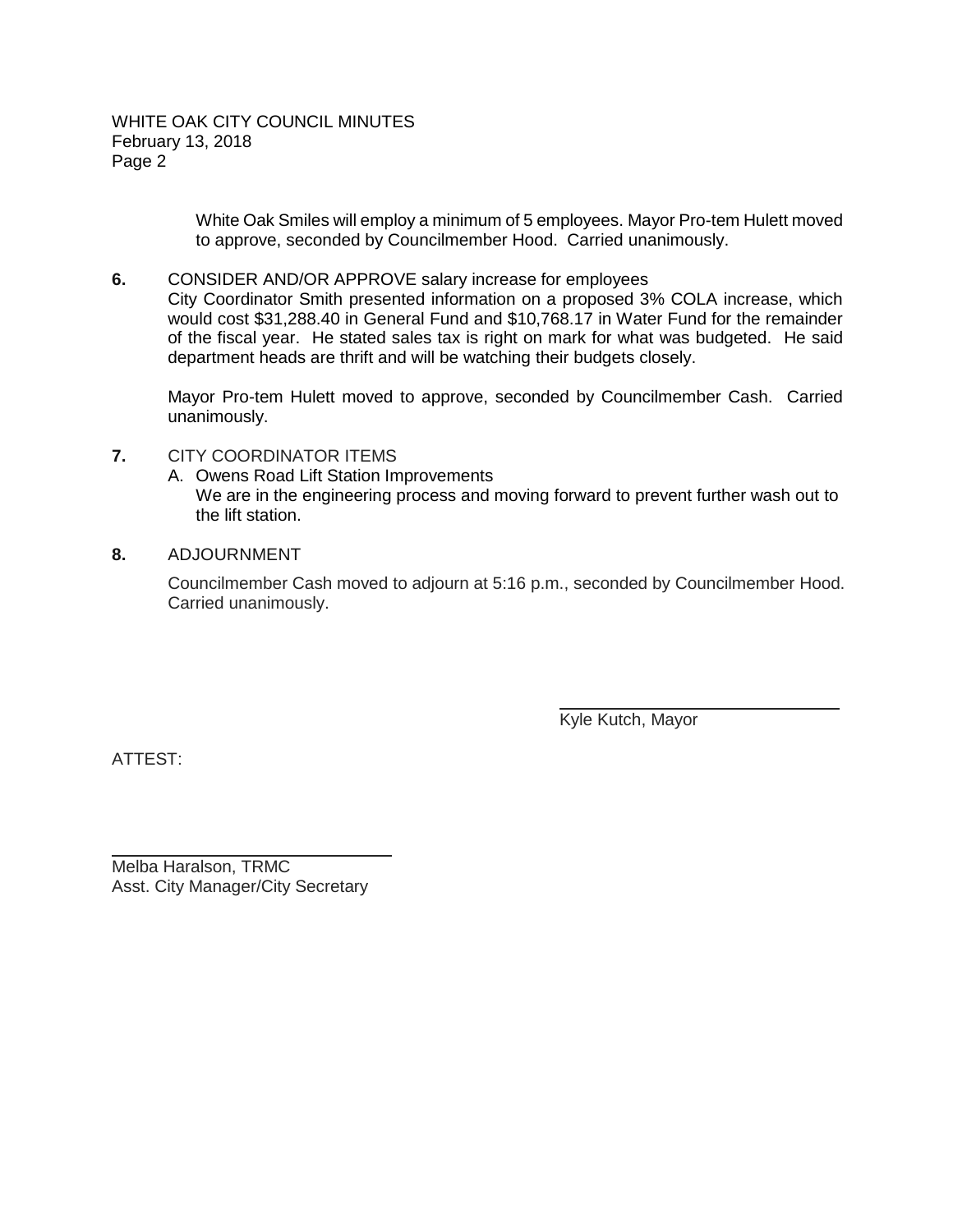White Oak Smiles will employ a minimum of 5 employees. Mayor Pro-tem Hulett moved to approve, seconded by Councilmember Hood. Carried unanimously.

**6.** CONSIDER AND/OR APPROVE salary increase for employees

City Coordinator Smith presented information on a proposed 3% COLA increase, which would cost $31,288.40 in General Fund and $10,768.17 in Water Fund for the remainder of the fiscal year. He stated sales tax is right on mark for what was budgeted. He said department heads are thrift and will be watching their budgets closely.

Mayor Pro-tem Hulett moved to approve, seconded by Councilmember Cash. Carried unanimously.

**7.** CITY COORDINATOR ITEMS

A. Owens Road Lift Station Improvements
We are in the engineering process and moving forward to prevent further wash out to the lift station.

**8.** ADJOURNMENT

Councilmember Cash moved to adjourn at 5:16 p.m., seconded by Councilmember Hood. Carried unanimously.

\_\_\_\_\_\_\_\_\_\_\_\_\_\_\_\_\_\_\_\_\_\_\_\_\_\_\_\_
Kyle Kutch, Mayor

ATTEST:

\_\_\_\_\_\_\_\_\_\_\_\_\_\_\_\_\_\_\_\_\_\_\_\_\_\_\_\_
Melba Haralson, TRMC
Asst. City Manager/City Secretary